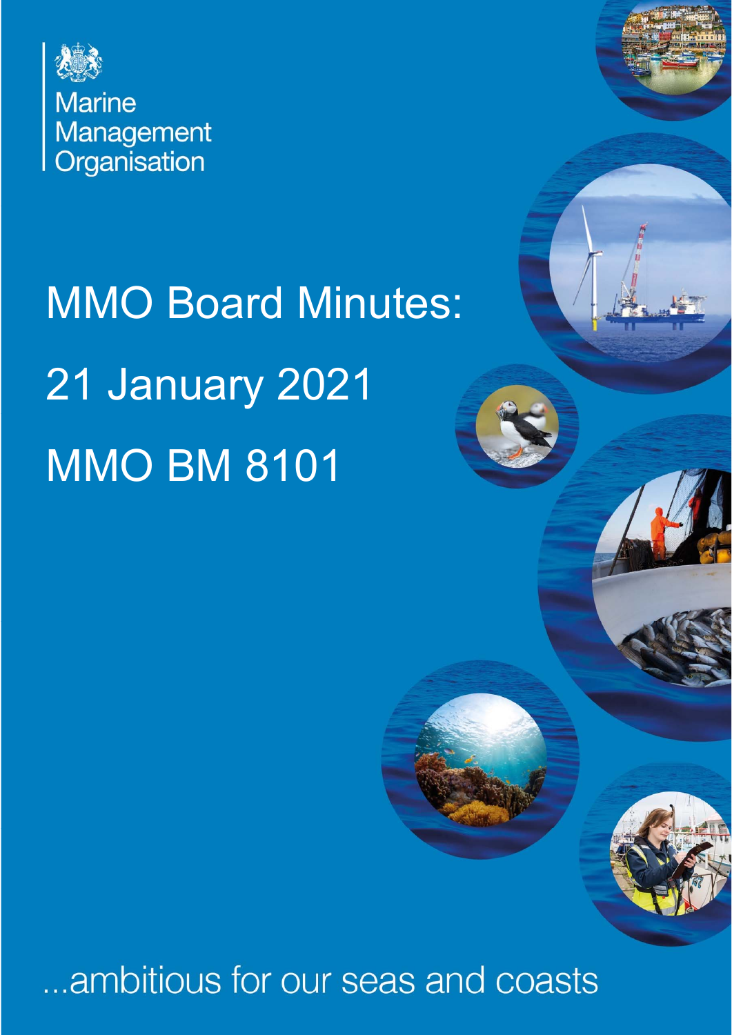Marine Management Organisation

# MMO Board Minutes:

# 21 January 2021

# MMO BM 8101

...ambitious for our seas and coasts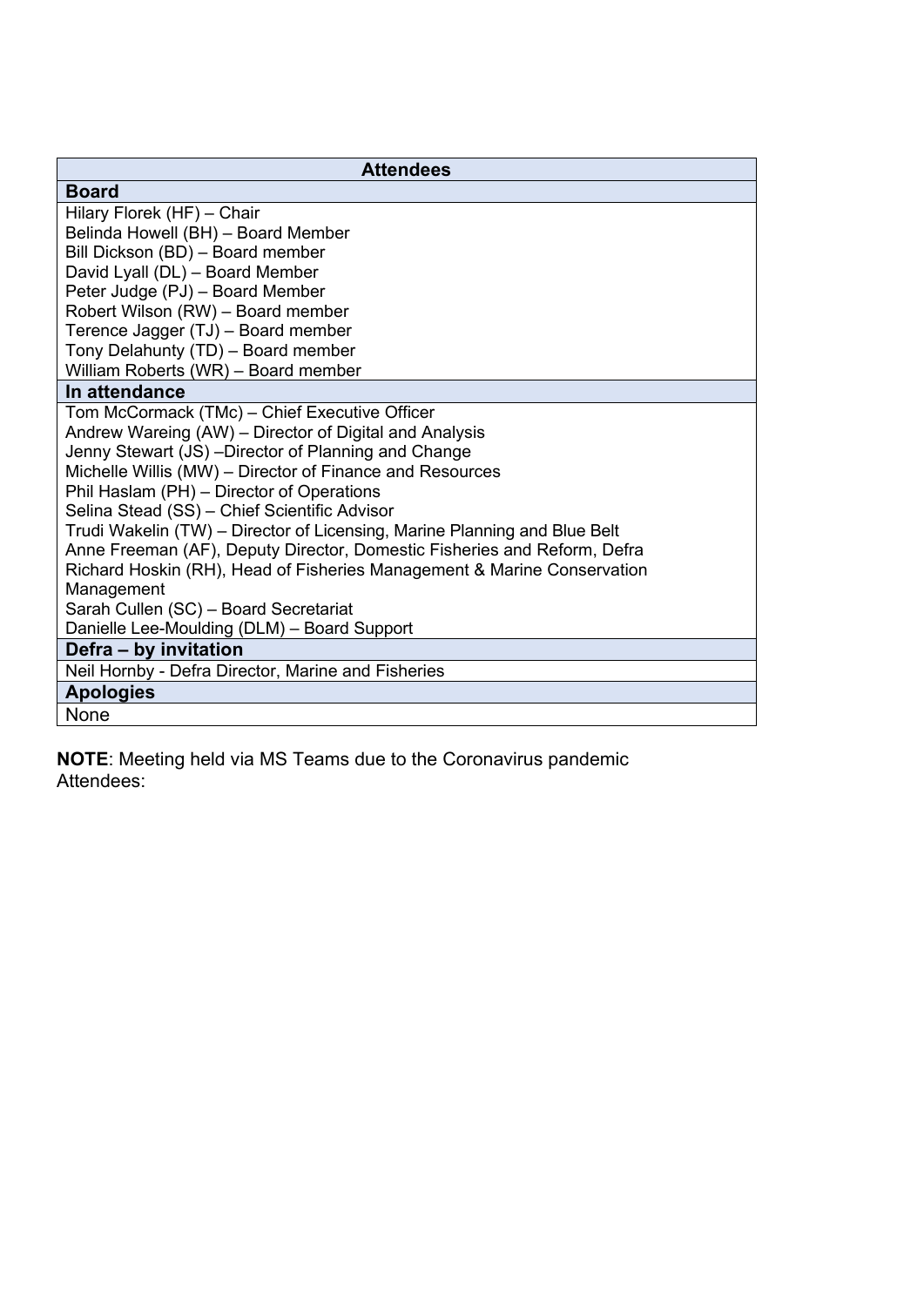| Attendees |
| --- |
| **Board** |
| Hilary Florek (HF) – Chair<br>Belinda Howell (BH) – Board Member<br>Bill Dickson (BD) – Board member<br>David Lyall (DL) – Board Member<br>Peter Judge (PJ) – Board Member<br>Robert Wilson (RW) – Board member<br>Terence Jagger (TJ) – Board member<br>Tony Delahunty (TD) – Board member<br>William Roberts (WR) – Board member |
| **In attendance** |
| Tom McCormack (TMc) – Chief Executive Officer<br>Andrew Wareing (AW) – Director of Digital and Analysis<br>Jenny Stewart (JS) –Director of Planning and Change<br>Michelle Willis (MW) – Director of Finance and Resources<br>Phil Haslam (PH) – Director of Operations<br>Selina Stead (SS) – Chief Scientific Advisor<br>Trudi Wakelin (TW) – Director of Licensing, Marine Planning and Blue Belt<br>Anne Freeman (AF), Deputy Director, Domestic Fisheries and Reform, Defra<br>Richard Hoskin (RH), Head of Fisheries Management & Marine Conservation Management<br>Sarah Cullen (SC) – Board Secretariat<br>Danielle Lee-Moulding (DLM) – Board Support |
| **Defra – by invitation** |
| Neil Hornby - Defra Director, Marine and Fisheries |
| **Apologies** |
| None |

**NOTE**: Meeting held via MS Teams due to the Coronavirus pandemic
Attendees: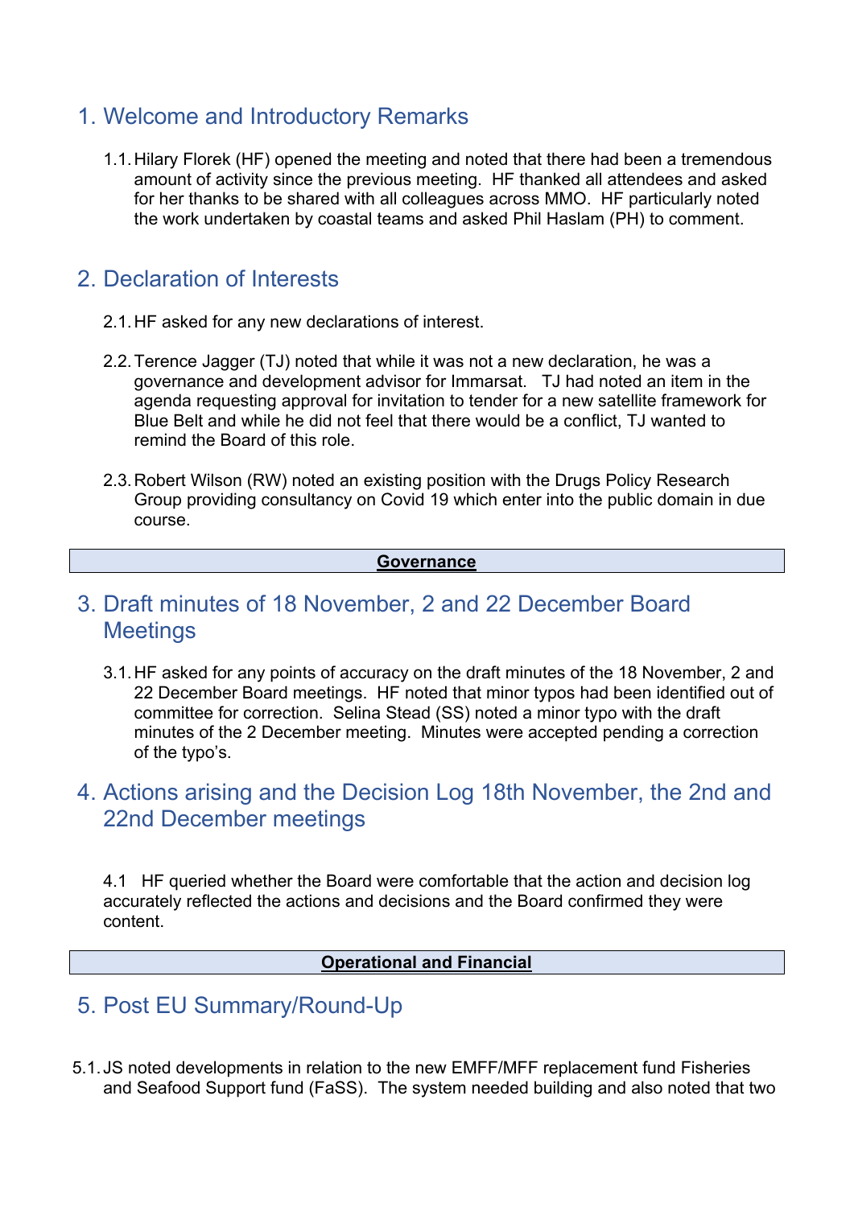## 1. Welcome and Introductory Remarks

1.1. Hilary Florek (HF) opened the meeting and noted that there had been a tremendous amount of activity since the previous meeting. HF thanked all attendees and asked for her thanks to be shared with all colleagues across MMO. HF particularly noted the work undertaken by coastal teams and asked Phil Haslam (PH) to comment.

## 2. Declaration of Interests

2.1. HF asked for any new declarations of interest.

2.2. Terence Jagger (TJ) noted that while it was not a new declaration, he was a governance and development advisor for Immarsat. TJ had noted an item in the agenda requesting approval for invitation to tender for a new satellite framework for Blue Belt and while he did not feel that there would be a conflict, TJ wanted to remind the Board of this role.

2.3. Robert Wilson (RW) noted an existing position with the Drugs Policy Research Group providing consultancy on Covid 19 which enter into the public domain in due course.

**Governance**

## 3. Draft minutes of 18 November, 2 and 22 December Board Meetings

3.1. HF asked for any points of accuracy on the draft minutes of the 18 November, 2 and 22 December Board meetings. HF noted that minor typos had been identified out of committee for correction. Selina Stead (SS) noted a minor typo with the draft minutes of the 2 December meeting. Minutes were accepted pending a correction of the typo's.

## 4. Actions arising and the Decision Log 18th November, the 2nd and 22nd December meetings

4.1 HF queried whether the Board were comfortable that the action and decision log accurately reflected the actions and decisions and the Board confirmed they were content.

**Operational and Financial**

## 5. Post EU Summary/Round-Up

5.1. JS noted developments in relation to the new EMFF/MFF replacement fund Fisheries and Seafood Support fund (FaSS). The system needed building and also noted that two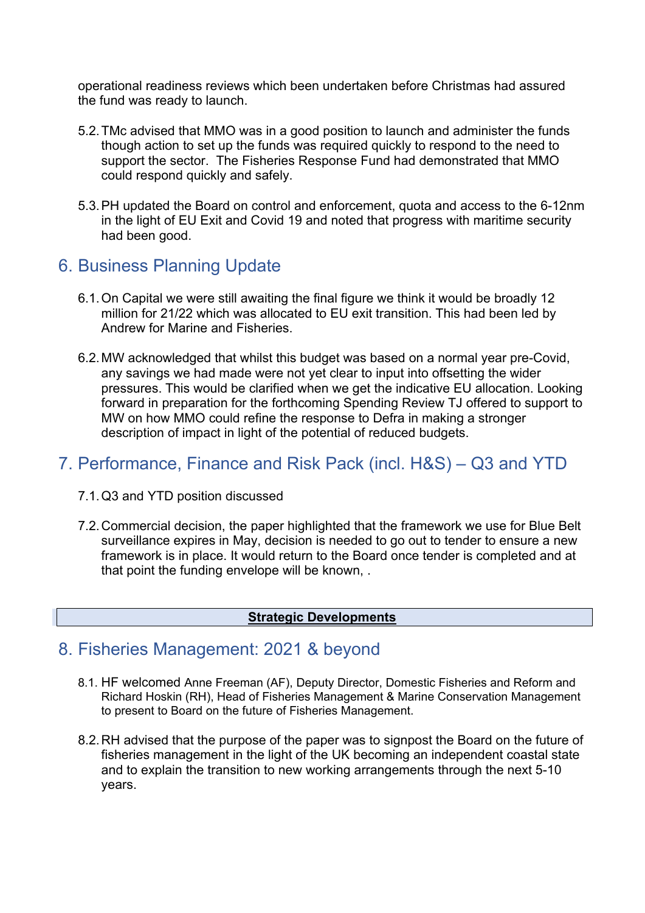operational readiness reviews which been undertaken before Christmas had assured the fund was ready to launch.

5.2. TMc advised that MMO was in a good position to launch and administer the funds though action to set up the funds was required quickly to respond to the need to support the sector. The Fisheries Response Fund had demonstrated that MMO could respond quickly and safely.

5.3. PH updated the Board on control and enforcement, quota and access to the 6-12nm in the light of EU Exit and Covid 19 and noted that progress with maritime security had been good.

## 6. Business Planning Update

6.1. On Capital we were still awaiting the final figure we think it would be broadly 12 million for 21/22 which was allocated to EU exit transition. This had been led by Andrew for Marine and Fisheries.

6.2. MW acknowledged that whilst this budget was based on a normal year pre-Covid, any savings we had made were not yet clear to input into offsetting the wider pressures. This would be clarified when we get the indicative EU allocation. Looking forward in preparation for the forthcoming Spending Review TJ offered to support to MW on how MMO could refine the response to Defra in making a stronger description of impact in light of the potential of reduced budgets.

## 7. Performance, Finance and Risk Pack (incl. H&S) – Q3 and YTD

7.1. Q3 and YTD position discussed

7.2. Commercial decision, the paper highlighted that the framework we use for Blue Belt surveillance expires in May, decision is needed to go out to tender to ensure a new framework is in place. It would return to the Board once tender is completed and at that point the funding envelope will be known, .

**Strategic Developments**

## 8. Fisheries Management: 2021 & beyond

8.1. HF welcomed Anne Freeman (AF), Deputy Director, Domestic Fisheries and Reform and Richard Hoskin (RH), Head of Fisheries Management & Marine Conservation Management to present to Board on the future of Fisheries Management.

8.2. RH advised that the purpose of the paper was to signpost the Board on the future of fisheries management in the light of the UK becoming an independent coastal state and to explain the transition to new working arrangements through the next 5-10 years.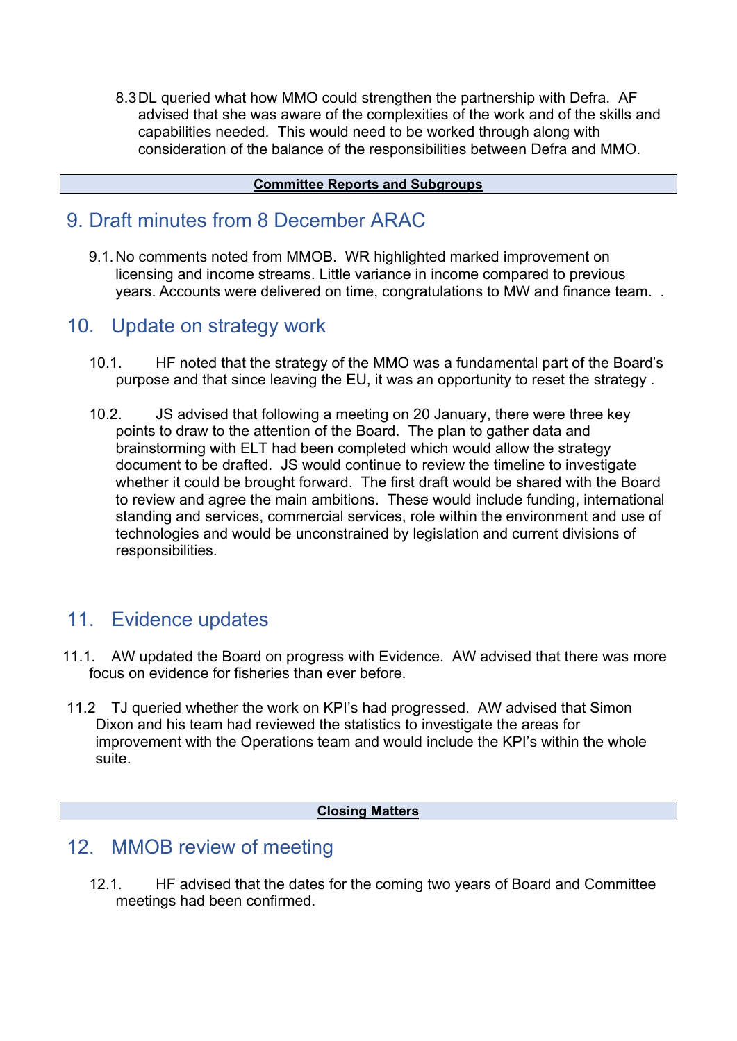8.3 DL queried what how MMO could strengthen the partnership with Defra. AF advised that she was aware of the complexities of the work and of the skills and capabilities needed. This would need to be worked through along with consideration of the balance of the responsibilities between Defra and MMO.

**Committee Reports and Subgroups**

## 9. Draft minutes from 8 December ARAC

9.1. No comments noted from MMOB. WR highlighted marked improvement on licensing and income streams. Little variance in income compared to previous years. Accounts were delivered on time, congratulations to MW and finance team. .

## 10. Update on strategy work

10.1. HF noted that the strategy of the MMO was a fundamental part of the Board's purpose and that since leaving the EU, it was an opportunity to reset the strategy .

10.2. JS advised that following a meeting on 20 January, there were three key points to draw to the attention of the Board. The plan to gather data and brainstorming with ELT had been completed which would allow the strategy document to be drafted. JS would continue to review the timeline to investigate whether it could be brought forward. The first draft would be shared with the Board to review and agree the main ambitions. These would include funding, international standing and services, commercial services, role within the environment and use of technologies and would be unconstrained by legislation and current divisions of responsibilities.

## 11. Evidence updates

11.1. AW updated the Board on progress with Evidence. AW advised that there was more focus on evidence for fisheries than ever before.

11.2 TJ queried whether the work on KPI's had progressed. AW advised that Simon Dixon and his team had reviewed the statistics to investigate the areas for improvement with the Operations team and would include the KPI's within the whole suite.

**Closing Matters**

## 12. MMOB review of meeting

12.1. HF advised that the dates for the coming two years of Board and Committee meetings had been confirmed.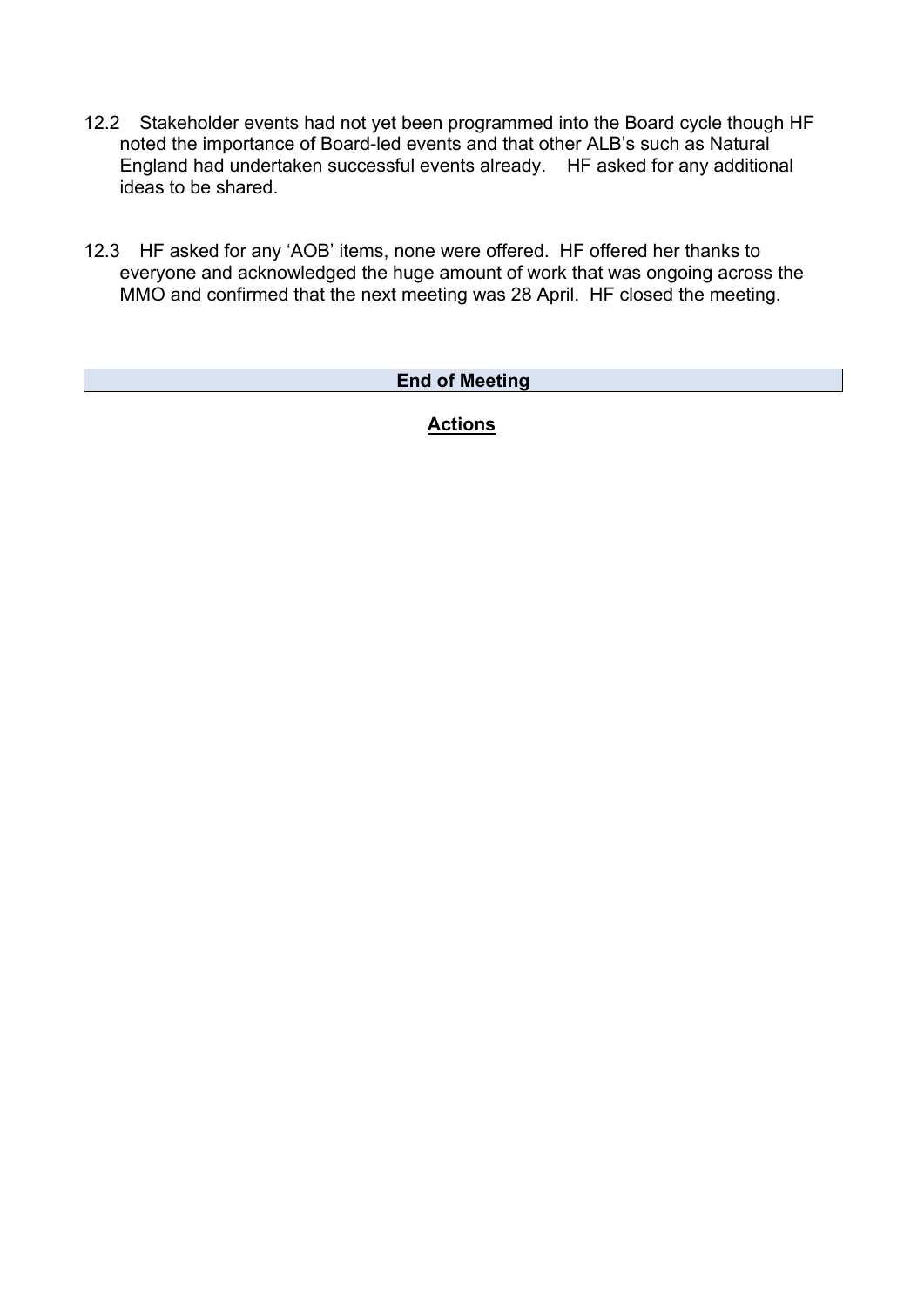12.2 Stakeholder events had not yet been programmed into the Board cycle though HF noted the importance of Board-led events and that other ALB's such as Natural England had undertaken successful events already. HF asked for any additional ideas to be shared.

12.3 HF asked for any 'AOB' items, none were offered. HF offered her thanks to everyone and acknowledged the huge amount of work that was ongoing across the MMO and confirmed that the next meeting was 28 April. HF closed the meeting.

**End of Meeting**

**Actions**